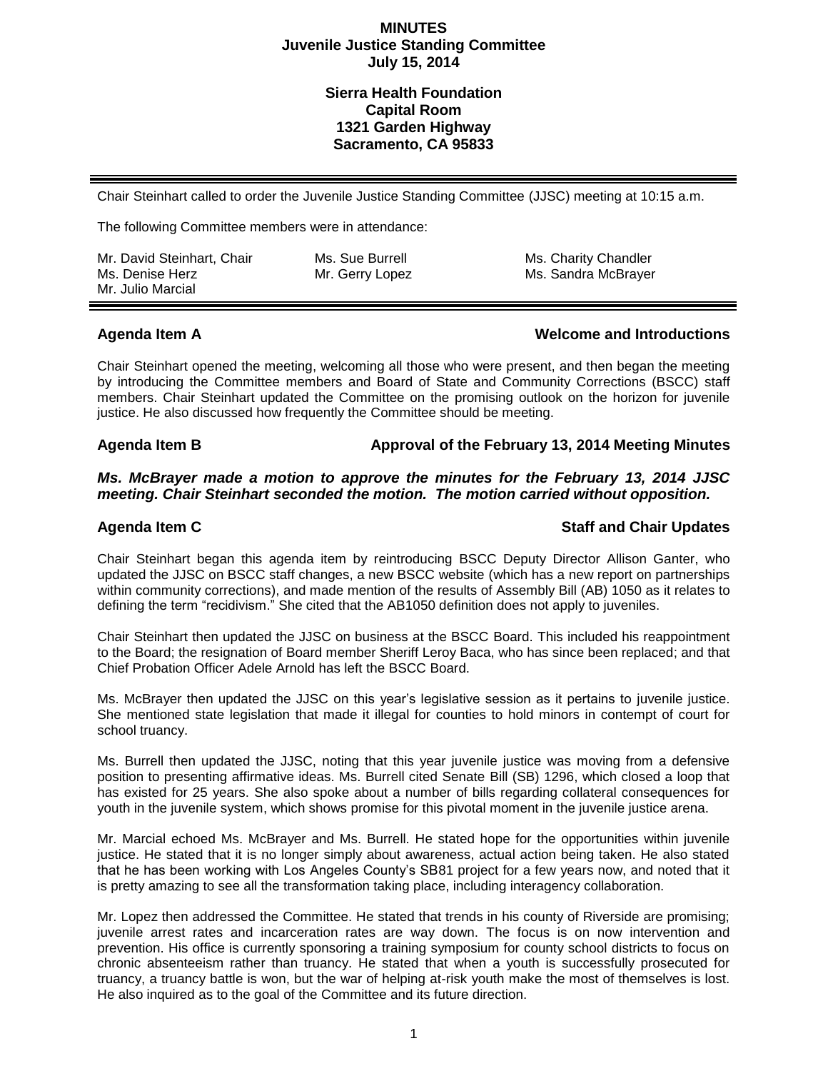# MINUTES
## Juvenile Justice Standing Committee
## July 15, 2014

**Sierra Health Foundation**
**Capital Room**
**1321 Garden Highway**
**Sacramento, CA 95833**

---

Chair Steinhart called to order the Juvenile Justice Standing Committee (JJSC) meeting at 10:15 a.m.

The following Committee members were in attendance:

Mr. David Steinhart, Chair
Ms. Sue Burrell
Ms. Charity Chandler
Ms. Denise Herz
Mr. Gerry Lopez
Ms. Sandra McBrayer
Mr. Julio Marcial

---

### Agenda Item A — Welcome and Introductions

Chair Steinhart opened the meeting, welcoming all those who were present, and then began the meeting by introducing the Committee members and Board of State and Community Corrections (BSCC) staff members. Chair Steinhart updated the Committee on the promising outlook on the horizon for juvenile justice. He also discussed how frequently the Committee should be meeting.

### Agenda Item B — Approval of the February 13, 2014 Meeting Minutes

***Ms. McBrayer made a motion to approve the minutes for the February 13, 2014 JJSC meeting. Chair Steinhart seconded the motion. The motion carried without opposition.***

### Agenda Item C — Staff and Chair Updates

Chair Steinhart began this agenda item by reintroducing BSCC Deputy Director Allison Ganter, who updated the JJSC on BSCC staff changes, a new BSCC website (which has a new report on partnerships within community corrections), and made mention of the results of Assembly Bill (AB) 1050 as it relates to defining the term "recidivism." She cited that the AB1050 definition does not apply to juveniles.

Chair Steinhart then updated the JJSC on business at the BSCC Board. This included his reappointment to the Board; the resignation of Board member Sheriff Leroy Baca, who has since been replaced; and that Chief Probation Officer Adele Arnold has left the BSCC Board.

Ms. McBrayer then updated the JJSC on this year's legislative session as it pertains to juvenile justice. She mentioned state legislation that made it illegal for counties to hold minors in contempt of court for school truancy.

Ms. Burrell then updated the JJSC, noting that this year juvenile justice was moving from a defensive position to presenting affirmative ideas. Ms. Burrell cited Senate Bill (SB) 1296, which closed a loop that has existed for 25 years. She also spoke about a number of bills regarding collateral consequences for youth in the juvenile system, which shows promise for this pivotal moment in the juvenile justice arena.

Mr. Marcial echoed Ms. McBrayer and Ms. Burrell. He stated hope for the opportunities within juvenile justice. He stated that it is no longer simply about awareness, actual action being taken. He also stated that he has been working with Los Angeles County's SB81 project for a few years now, and noted that it is pretty amazing to see all the transformation taking place, including interagency collaboration.

Mr. Lopez then addressed the Committee. He stated that trends in his county of Riverside are promising; juvenile arrest rates and incarceration rates are way down. The focus is on now intervention and prevention. His office is currently sponsoring a training symposium for county school districts to focus on chronic absenteeism rather than truancy. He stated that when a youth is successfully prosecuted for truancy, a truancy battle is won, but the war of helping at-risk youth make the most of themselves is lost. He also inquired as to the goal of the Committee and its future direction.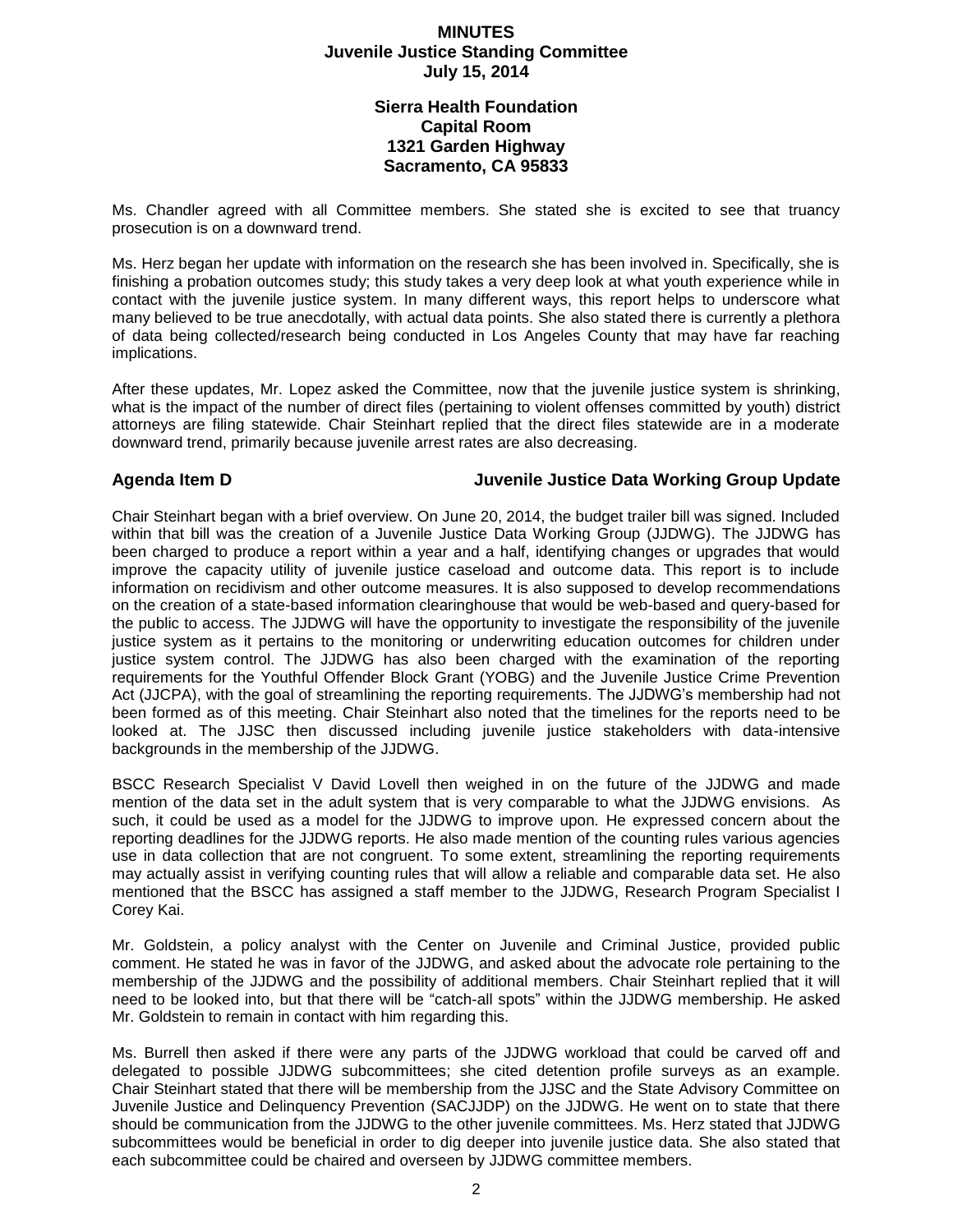Ms. Chandler agreed with all Committee members. She stated she is excited to see that truancy prosecution is on a downward trend.

Ms. Herz began her update with information on the research she has been involved in. Specifically, she is finishing a probation outcomes study; this study takes a very deep look at what youth experience while in contact with the juvenile justice system. In many different ways, this report helps to underscore what many believed to be true anecdotally, with actual data points. She also stated there is currently a plethora of data being collected/research being conducted in Los Angeles County that may have far reaching implications.

After these updates, Mr. Lopez asked the Committee, now that the juvenile justice system is shrinking, what is the impact of the number of direct files (pertaining to violent offenses committed by youth) district attorneys are filing statewide. Chair Steinhart replied that the direct files statewide are in a moderate downward trend, primarily because juvenile arrest rates are also decreasing.

## Agenda Item D — Juvenile Justice Data Working Group Update

Chair Steinhart began with a brief overview. On June 20, 2014, the budget trailer bill was signed. Included within that bill was the creation of a Juvenile Justice Data Working Group (JJDWG). The JJDWG has been charged to produce a report within a year and a half, identifying changes or upgrades that would improve the capacity utility of juvenile justice caseload and outcome data. This report is to include information on recidivism and other outcome measures. It is also supposed to develop recommendations on the creation of a state-based information clearinghouse that would be web-based and query-based for the public to access. The JJDWG will have the opportunity to investigate the responsibility of the juvenile justice system as it pertains to the monitoring or underwriting education outcomes for children under justice system control. The JJDWG has also been charged with the examination of the reporting requirements for the Youthful Offender Block Grant (YOBG) and the Juvenile Justice Crime Prevention Act (JJCPA), with the goal of streamlining the reporting requirements. The JJDWG's membership had not been formed as of this meeting. Chair Steinhart also noted that the timelines for the reports need to be looked at. The JJSC then discussed including juvenile justice stakeholders with data-intensive backgrounds in the membership of the JJDWG.

BSCC Research Specialist V David Lovell then weighed in on the future of the JJDWG and made mention of the data set in the adult system that is very comparable to what the JJDWG envisions. As such, it could be used as a model for the JJDWG to improve upon. He expressed concern about the reporting deadlines for the JJDWG reports. He also made mention of the counting rules various agencies use in data collection that are not congruent. To some extent, streamlining the reporting requirements may actually assist in verifying counting rules that will allow a reliable and comparable data set. He also mentioned that the BSCC has assigned a staff member to the JJDWG, Research Program Specialist I Corey Kai.

Mr. Goldstein, a policy analyst with the Center on Juvenile and Criminal Justice, provided public comment. He stated he was in favor of the JJDWG, and asked about the advocate role pertaining to the membership of the JJDWG and the possibility of additional members. Chair Steinhart replied that it will need to be looked into, but that there will be "catch-all spots" within the JJDWG membership. He asked Mr. Goldstein to remain in contact with him regarding this.

Ms. Burrell then asked if there were any parts of the JJDWG workload that could be carved off and delegated to possible JJDWG subcommittees; she cited detention profile surveys as an example. Chair Steinhart stated that there will be membership from the JJSC and the State Advisory Committee on Juvenile Justice and Delinquency Prevention (SACJJDP) on the JJDWG. He went on to state that there should be communication from the JJDWG to the other juvenile committees. Ms. Herz stated that JJDWG subcommittees would be beneficial in order to dig deeper into juvenile justice data. She also stated that each subcommittee could be chaired and overseen by JJDWG committee members.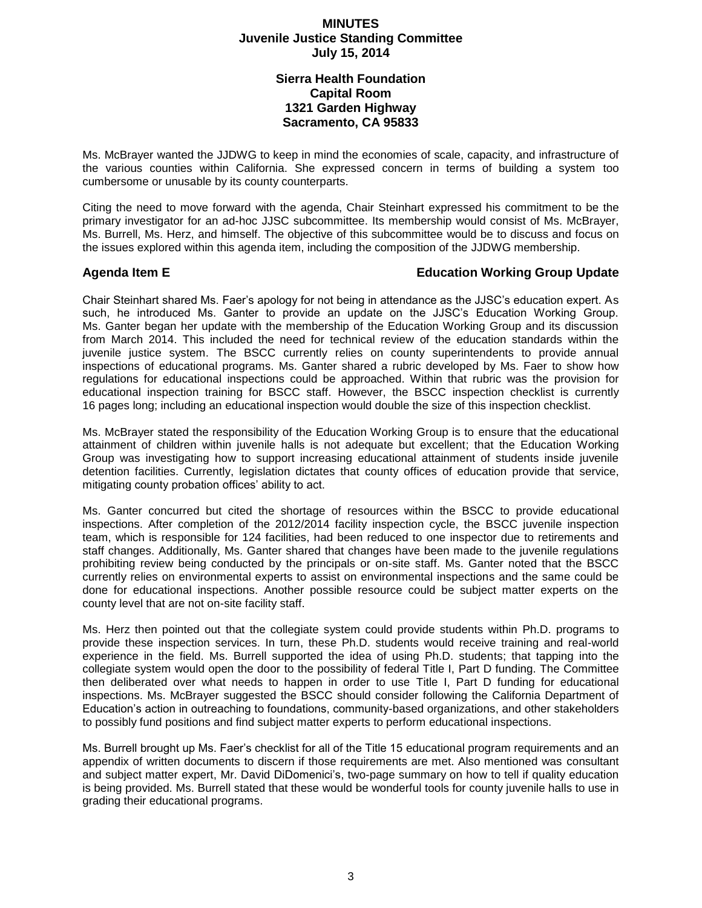Ms. McBrayer wanted the JJDWG to keep in mind the economies of scale, capacity, and infrastructure of the various counties within California. She expressed concern in terms of building a system too cumbersome or unusable by its county counterparts.

Citing the need to move forward with the agenda, Chair Steinhart expressed his commitment to be the primary investigator for an ad-hoc JJSC subcommittee. Its membership would consist of Ms. McBrayer, Ms. Burrell, Ms. Herz, and himself. The objective of this subcommittee would be to discuss and focus on the issues explored within this agenda item, including the composition of the JJDWG membership.

## Agenda Item E — Education Working Group Update

Chair Steinhart shared Ms. Faer's apology for not being in attendance as the JJSC's education expert. As such, he introduced Ms. Ganter to provide an update on the JJSC's Education Working Group. Ms. Ganter began her update with the membership of the Education Working Group and its discussion from March 2014. This included the need for technical review of the education standards within the juvenile justice system. The BSCC currently relies on county superintendents to provide annual inspections of educational programs. Ms. Ganter shared a rubric developed by Ms. Faer to show how regulations for educational inspections could be approached. Within that rubric was the provision for educational inspection training for BSCC staff. However, the BSCC inspection checklist is currently 16 pages long; including an educational inspection would double the size of this inspection checklist.

Ms. McBrayer stated the responsibility of the Education Working Group is to ensure that the educational attainment of children within juvenile halls is not adequate but excellent; that the Education Working Group was investigating how to support increasing educational attainment of students inside juvenile detention facilities. Currently, legislation dictates that county offices of education provide that service, mitigating county probation offices' ability to act.

Ms. Ganter concurred but cited the shortage of resources within the BSCC to provide educational inspections. After completion of the 2012/2014 facility inspection cycle, the BSCC juvenile inspection team, which is responsible for 124 facilities, had been reduced to one inspector due to retirements and staff changes. Additionally, Ms. Ganter shared that changes have been made to the juvenile regulations prohibiting review being conducted by the principals or on-site staff. Ms. Ganter noted that the BSCC currently relies on environmental experts to assist on environmental inspections and the same could be done for educational inspections. Another possible resource could be subject matter experts on the county level that are not on-site facility staff.

Ms. Herz then pointed out that the collegiate system could provide students within Ph.D. programs to provide these inspection services. In turn, these Ph.D. students would receive training and real-world experience in the field. Ms. Burrell supported the idea of using Ph.D. students; that tapping into the collegiate system would open the door to the possibility of federal Title I, Part D funding. The Committee then deliberated over what needs to happen in order to use Title I, Part D funding for educational inspections. Ms. McBrayer suggested the BSCC should consider following the California Department of Education's action in outreaching to foundations, community-based organizations, and other stakeholders to possibly fund positions and find subject matter experts to perform educational inspections.

Ms. Burrell brought up Ms. Faer's checklist for all of the Title 15 educational program requirements and an appendix of written documents to discern if those requirements are met. Also mentioned was consultant and subject matter expert, Mr. David DiDomenici's, two-page summary on how to tell if quality education is being provided. Ms. Burrell stated that these would be wonderful tools for county juvenile halls to use in grading their educational programs.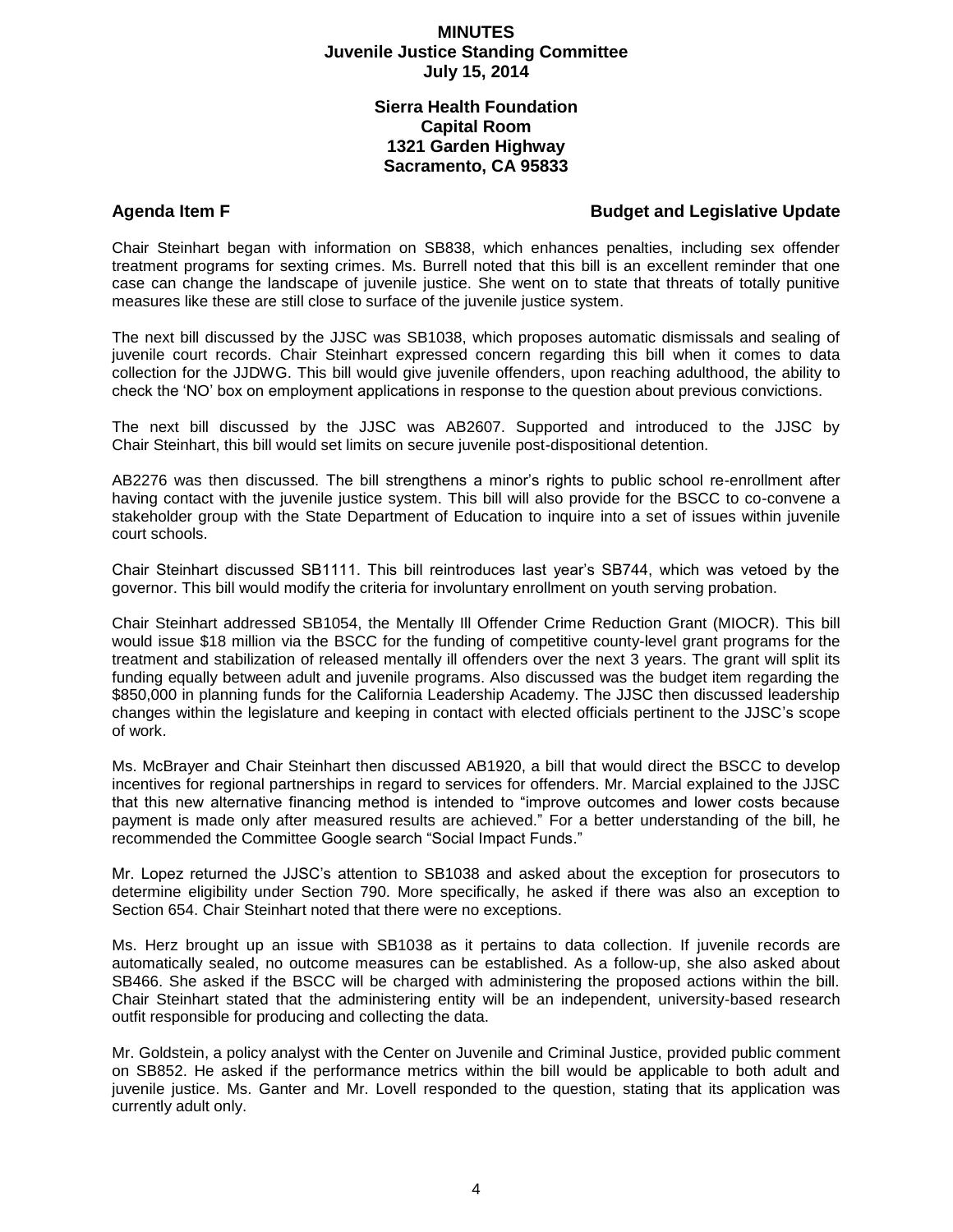**MINUTES**
**Juvenile Justice Standing Committee**
**July 15, 2014**

**Sierra Health Foundation**
**Capital Room**
**1321 Garden Highway**
**Sacramento, CA 95833**

## Agenda Item F — Budget and Legislative Update

Chair Steinhart began with information on SB838, which enhances penalties, including sex offender treatment programs for sexting crimes. Ms. Burrell noted that this bill is an excellent reminder that one case can change the landscape of juvenile justice. She went on to state that threats of totally punitive measures like these are still close to surface of the juvenile justice system.

The next bill discussed by the JJSC was SB1038, which proposes automatic dismissals and sealing of juvenile court records. Chair Steinhart expressed concern regarding this bill when it comes to data collection for the JJDWG. This bill would give juvenile offenders, upon reaching adulthood, the ability to check the 'NO' box on employment applications in response to the question about previous convictions.

The next bill discussed by the JJSC was AB2607. Supported and introduced to the JJSC by Chair Steinhart, this bill would set limits on secure juvenile post-dispositional detention.

AB2276 was then discussed. The bill strengthens a minor's rights to public school re-enrollment after having contact with the juvenile justice system. This bill will also provide for the BSCC to co-convene a stakeholder group with the State Department of Education to inquire into a set of issues within juvenile court schools.

Chair Steinhart discussed SB1111. This bill reintroduces last year's SB744, which was vetoed by the governor. This bill would modify the criteria for involuntary enrollment on youth serving probation.

Chair Steinhart addressed SB1054, the Mentally Ill Offender Crime Reduction Grant (MIOCR). This bill would issue $18 million via the BSCC for the funding of competitive county-level grant programs for the treatment and stabilization of released mentally ill offenders over the next 3 years. The grant will split its funding equally between adult and juvenile programs. Also discussed was the budget item regarding the $850,000 in planning funds for the California Leadership Academy. The JJSC then discussed leadership changes within the legislature and keeping in contact with elected officials pertinent to the JJSC's scope of work.

Ms. McBrayer and Chair Steinhart then discussed AB1920, a bill that would direct the BSCC to develop incentives for regional partnerships in regard to services for offenders. Mr. Marcial explained to the JJSC that this new alternative financing method is intended to "improve outcomes and lower costs because payment is made only after measured results are achieved." For a better understanding of the bill, he recommended the Committee Google search "Social Impact Funds."

Mr. Lopez returned the JJSC's attention to SB1038 and asked about the exception for prosecutors to determine eligibility under Section 790. More specifically, he asked if there was also an exception to Section 654. Chair Steinhart noted that there were no exceptions.

Ms. Herz brought up an issue with SB1038 as it pertains to data collection. If juvenile records are automatically sealed, no outcome measures can be established. As a follow-up, she also asked about SB466. She asked if the BSCC will be charged with administering the proposed actions within the bill. Chair Steinhart stated that the administering entity will be an independent, university-based research outfit responsible for producing and collecting the data.

Mr. Goldstein, a policy analyst with the Center on Juvenile and Criminal Justice, provided public comment on SB852. He asked if the performance metrics within the bill would be applicable to both adult and juvenile justice. Ms. Ganter and Mr. Lovell responded to the question, stating that its application was currently adult only.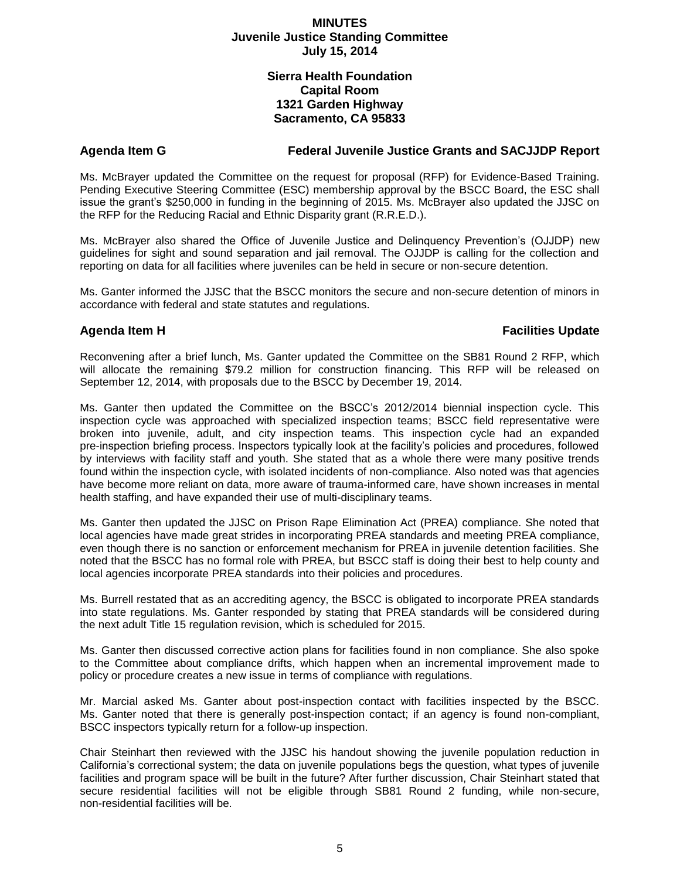**MINUTES**
**Juvenile Justice Standing Committee**
**July 15, 2014**

**Sierra Health Foundation**
**Capital Room**
**1321 Garden Highway**
**Sacramento, CA 95833**

## Agenda Item G — Federal Juvenile Justice Grants and SACJJDP Report

Ms. McBrayer updated the Committee on the request for proposal (RFP) for Evidence-Based Training. Pending Executive Steering Committee (ESC) membership approval by the BSCC Board, the ESC shall issue the grant's $250,000 in funding in the beginning of 2015. Ms. McBrayer also updated the JJSC on the RFP for the Reducing Racial and Ethnic Disparity grant (R.R.E.D.).

Ms. McBrayer also shared the Office of Juvenile Justice and Delinquency Prevention's (OJJDP) new guidelines for sight and sound separation and jail removal. The OJJDP is calling for the collection and reporting on data for all facilities where juveniles can be held in secure or non-secure detention.

Ms. Ganter informed the JJSC that the BSCC monitors the secure and non-secure detention of minors in accordance with federal and state statutes and regulations.

## Agenda Item H — Facilities Update

Reconvening after a brief lunch, Ms. Ganter updated the Committee on the SB81 Round 2 RFP, which will allocate the remaining $79.2 million for construction financing. This RFP will be released on September 12, 2014, with proposals due to the BSCC by December 19, 2014.

Ms. Ganter then updated the Committee on the BSCC's 2012/2014 biennial inspection cycle. This inspection cycle was approached with specialized inspection teams; BSCC field representative were broken into juvenile, adult, and city inspection teams. This inspection cycle had an expanded pre-inspection briefing process. Inspectors typically look at the facility's policies and procedures, followed by interviews with facility staff and youth. She stated that as a whole there were many positive trends found within the inspection cycle, with isolated incidents of non-compliance. Also noted was that agencies have become more reliant on data, more aware of trauma-informed care, have shown increases in mental health staffing, and have expanded their use of multi-disciplinary teams.

Ms. Ganter then updated the JJSC on Prison Rape Elimination Act (PREA) compliance. She noted that local agencies have made great strides in incorporating PREA standards and meeting PREA compliance, even though there is no sanction or enforcement mechanism for PREA in juvenile detention facilities. She noted that the BSCC has no formal role with PREA, but BSCC staff is doing their best to help county and local agencies incorporate PREA standards into their policies and procedures.

Ms. Burrell restated that as an accrediting agency, the BSCC is obligated to incorporate PREA standards into state regulations. Ms. Ganter responded by stating that PREA standards will be considered during the next adult Title 15 regulation revision, which is scheduled for 2015.

Ms. Ganter then discussed corrective action plans for facilities found in non compliance. She also spoke to the Committee about compliance drifts, which happen when an incremental improvement made to policy or procedure creates a new issue in terms of compliance with regulations.

Mr. Marcial asked Ms. Ganter about post-inspection contact with facilities inspected by the BSCC. Ms. Ganter noted that there is generally post-inspection contact; if an agency is found non-compliant, BSCC inspectors typically return for a follow-up inspection.

Chair Steinhart then reviewed with the JJSC his handout showing the juvenile population reduction in California's correctional system; the data on juvenile populations begs the question, what types of juvenile facilities and program space will be built in the future? After further discussion, Chair Steinhart stated that secure residential facilities will not be eligible through SB81 Round 2 funding, while non-secure, non-residential facilities will be.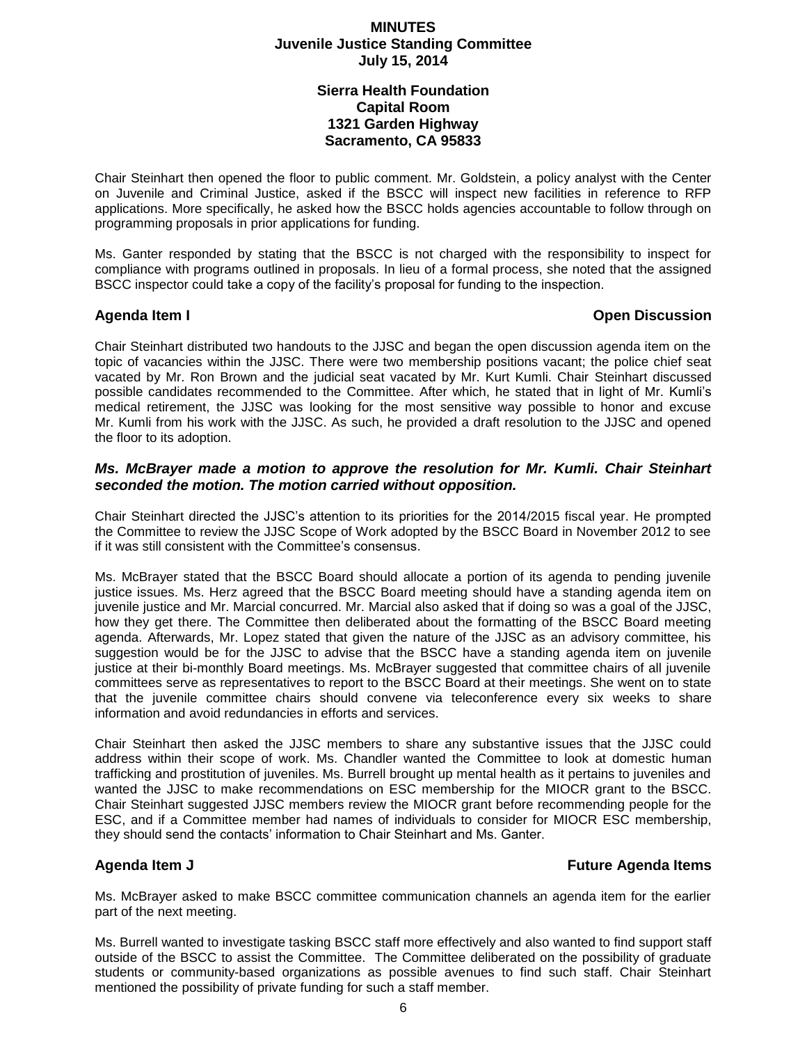Chair Steinhart then opened the floor to public comment. Mr. Goldstein, a policy analyst with the Center on Juvenile and Criminal Justice, asked if the BSCC will inspect new facilities in reference to RFP applications. More specifically, he asked how the BSCC holds agencies accountable to follow through on programming proposals in prior applications for funding.

Ms. Ganter responded by stating that the BSCC is not charged with the responsibility to inspect for compliance with programs outlined in proposals. In lieu of a formal process, she noted that the assigned BSCC inspector could take a copy of the facility's proposal for funding to the inspection.

## Agenda Item I — Open Discussion

Chair Steinhart distributed two handouts to the JJSC and began the open discussion agenda item on the topic of vacancies within the JJSC. There were two membership positions vacant; the police chief seat vacated by Mr. Ron Brown and the judicial seat vacated by Mr. Kurt Kumli. Chair Steinhart discussed possible candidates recommended to the Committee. After which, he stated that in light of Mr. Kumli's medical retirement, the JJSC was looking for the most sensitive way possible to honor and excuse Mr. Kumli from his work with the JJSC. As such, he provided a draft resolution to the JJSC and opened the floor to its adoption.

***Ms. McBrayer made a motion to approve the resolution for Mr. Kumli. Chair Steinhart seconded the motion. The motion carried without opposition.***

Chair Steinhart directed the JJSC's attention to its priorities for the 2014/2015 fiscal year. He prompted the Committee to review the JJSC Scope of Work adopted by the BSCC Board in November 2012 to see if it was still consistent with the Committee's consensus.

Ms. McBrayer stated that the BSCC Board should allocate a portion of its agenda to pending juvenile justice issues. Ms. Herz agreed that the BSCC Board meeting should have a standing agenda item on juvenile justice and Mr. Marcial concurred. Mr. Marcial also asked that if doing so was a goal of the JJSC, how they get there. The Committee then deliberated about the formatting of the BSCC Board meeting agenda. Afterwards, Mr. Lopez stated that given the nature of the JJSC as an advisory committee, his suggestion would be for the JJSC to advise that the BSCC have a standing agenda item on juvenile justice at their bi-monthly Board meetings. Ms. McBrayer suggested that committee chairs of all juvenile committees serve as representatives to report to the BSCC Board at their meetings. She went on to state that the juvenile committee chairs should convene via teleconference every six weeks to share information and avoid redundancies in efforts and services.

Chair Steinhart then asked the JJSC members to share any substantive issues that the JJSC could address within their scope of work. Ms. Chandler wanted the Committee to look at domestic human trafficking and prostitution of juveniles. Ms. Burrell brought up mental health as it pertains to juveniles and wanted the JJSC to make recommendations on ESC membership for the MIOCR grant to the BSCC. Chair Steinhart suggested JJSC members review the MIOCR grant before recommending people for the ESC, and if a Committee member had names of individuals to consider for MIOCR ESC membership, they should send the contacts' information to Chair Steinhart and Ms. Ganter.

## Agenda Item J — Future Agenda Items

Ms. McBrayer asked to make BSCC committee communication channels an agenda item for the earlier part of the next meeting.

Ms. Burrell wanted to investigate tasking BSCC staff more effectively and also wanted to find support staff outside of the BSCC to assist the Committee. The Committee deliberated on the possibility of graduate students or community-based organizations as possible avenues to find such staff. Chair Steinhart mentioned the possibility of private funding for such a staff member.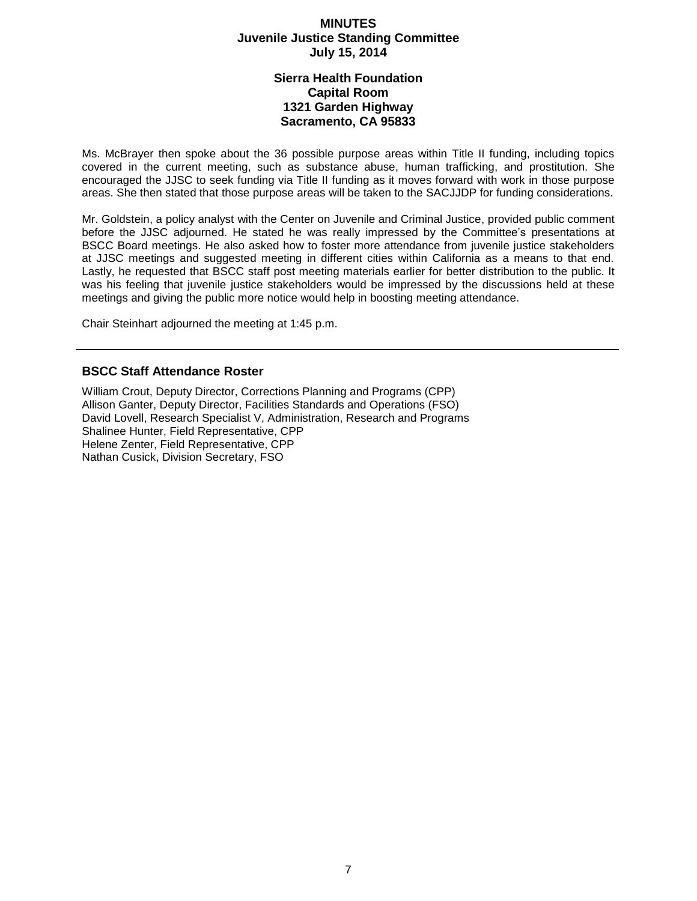Ms. McBrayer then spoke about the 36 possible purpose areas within Title II funding, including topics covered in the current meeting, such as substance abuse, human trafficking, and prostitution. She encouraged the JJSC to seek funding via Title II funding as it moves forward with work in those purpose areas. She then stated that those purpose areas will be taken to the SACJJDP for funding considerations.

Mr. Goldstein, a policy analyst with the Center on Juvenile and Criminal Justice, provided public comment before the JJSC adjourned. He stated he was really impressed by the Committee's presentations at BSCC Board meetings. He also asked how to foster more attendance from juvenile justice stakeholders at JJSC meetings and suggested meeting in different cities within California as a means to that end. Lastly, he requested that BSCC staff post meeting materials earlier for better distribution to the public. It was his feeling that juvenile justice stakeholders would be impressed by the discussions held at these meetings and giving the public more notice would help in boosting meeting attendance.

Chair Steinhart adjourned the meeting at 1:45 p.m.

---

## BSCC Staff Attendance Roster

William Crout, Deputy Director, Corrections Planning and Programs (CPP)
Allison Ganter, Deputy Director, Facilities Standards and Operations (FSO)
David Lovell, Research Specialist V, Administration, Research and Programs
Shalinee Hunter, Field Representative, CPP
Helene Zenter, Field Representative, CPP
Nathan Cusick, Division Secretary, FSO